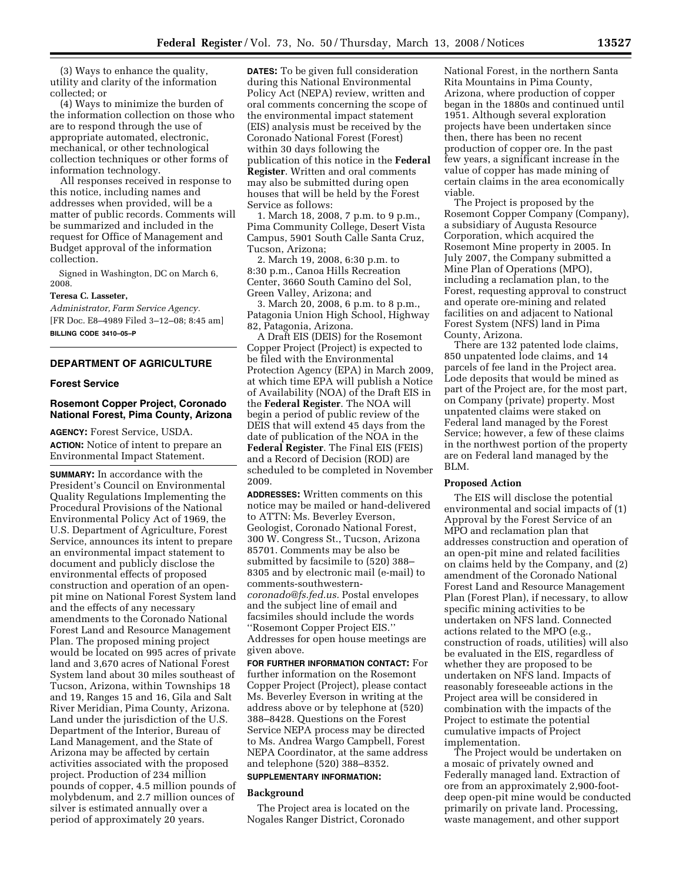(3) Ways to enhance the quality, utility and clarity of the information collected; or

(4) Ways to minimize the burden of the information collection on those who are to respond through the use of appropriate automated, electronic, mechanical, or other technological collection techniques or other forms of information technology.

All responses received in response to this notice, including names and addresses when provided, will be a matter of public records. Comments will be summarized and included in the request for Office of Management and Budget approval of the information collection.

Signed in Washington, DC on March 6, 2008.

**Teresa C. Lasseter,**

*Administrator, Farm Service Agency.*

[FR Doc. E8–4989 Filed 3–12–08; 8:45 am]

**BILLING CODE 3410–05–P**

---

## DEPARTMENT OF AGRICULTURE

### Forest Service

### Rosemont Copper Project, Coronado National Forest, Pima County, Arizona

**AGENCY:** Forest Service, USDA.

**ACTION:** Notice of intent to prepare an Environmental Impact Statement.

**SUMMARY:** In accordance with the President's Council on Environmental Quality Regulations Implementing the Procedural Provisions of the National Environmental Policy Act of 1969, the U.S. Department of Agriculture, Forest Service, announces its intent to prepare an environmental impact statement to document and publicly disclose the environmental effects of proposed construction and operation of an open-pit mine on National Forest System land and the effects of any necessary amendments to the Coronado National Forest Land and Resource Management Plan. The proposed mining project would be located on 995 acres of private land and 3,670 acres of National Forest System land about 30 miles southeast of Tucson, Arizona, within Townships 18 and 19, Ranges 15 and 16, Gila and Salt River Meridian, Pima County, Arizona. Land under the jurisdiction of the U.S. Department of the Interior, Bureau of Land Management, and the State of Arizona may be affected by certain activities associated with the proposed project. Production of 234 million pounds of copper, 4.5 million pounds of molybdenum, and 2.7 million ounces of silver is estimated annually over a period of approximately 20 years.

**DATES:** To be given full consideration during this National Environmental Policy Act (NEPA) review, written and oral comments concerning the scope of the environmental impact statement (EIS) analysis must be received by the Coronado National Forest (Forest) within 30 days following the publication of this notice in the **Federal Register**. Written and oral comments may also be submitted during open houses that will be held by the Forest Service as follows:

1. March 18, 2008, 7 p.m. to 9 p.m., Pima Community College, Desert Vista Campus, 5901 South Calle Santa Cruz, Tucson, Arizona;

2. March 19, 2008, 6:30 p.m. to 8:30 p.m., Canoa Hills Recreation Center, 3660 South Camino del Sol, Green Valley, Arizona; and

3. March 20, 2008, 6 p.m. to 8 p.m., Patagonia Union High School, Highway 82, Patagonia, Arizona.

A Draft EIS (DEIS) for the Rosemont Copper Project (Project) is expected to be filed with the Environmental Protection Agency (EPA) in March 2009, at which time EPA will publish a Notice of Availability (NOA) of the Draft EIS in the **Federal Register**. The NOA will begin a period of public review of the DEIS that will extend 45 days from the date of publication of the NOA in the **Federal Register**. The Final EIS (FEIS) and a Record of Decision (ROD) are scheduled to be completed in November 2009.

**ADDRESSES:** Written comments on this notice may be mailed or hand-delivered to ATTN: Ms. Beverley Everson, Geologist, Coronado National Forest, 300 W. Congress St., Tucson, Arizona 85701. Comments may be also be submitted by facsimile to (520) 388–8305 and by electronic mail (e-mail) to *comments-southwestern-coronado@fs.fed.us.* Postal envelopes and the subject line of email and facsimiles should include the words ''Rosemont Copper Project EIS.'' Addresses for open house meetings are given above.

**FOR FURTHER INFORMATION CONTACT:** For further information on the Rosemont Copper Project (Project), please contact Ms. Beverley Everson in writing at the address above or by telephone at (520) 388–8428. Questions on the Forest Service NEPA process may be directed to Ms. Andrea Wargo Campbell, Forest NEPA Coordinator, at the same address and telephone (520) 388–8352.

**SUPPLEMENTARY INFORMATION:**

**Background**

The Project area is located on the Nogales Ranger District, Coronado National Forest, in the northern Santa Rita Mountains in Pima County, Arizona, where production of copper began in the 1880s and continued until 1951. Although several exploration projects have been undertaken since then, there has been no recent production of copper ore. In the past few years, a significant increase in the value of copper has made mining of certain claims in the area economically viable.

The Project is proposed by the Rosemont Copper Company (Company), a subsidiary of Augusta Resource Corporation, which acquired the Rosemont Mine property in 2005. In July 2007, the Company submitted a Mine Plan of Operations (MPO), including a reclamation plan, to the Forest, requesting approval to construct and operate ore-mining and related facilities on and adjacent to National Forest System (NFS) land in Pima County, Arizona.

There are 132 patented lode claims, 850 unpatented lode claims, and 14 parcels of fee land in the Project area. Lode deposits that would be mined as part of the Project are, for the most part, on Company (private) property. Most unpatented claims were staked on Federal land managed by the Forest Service; however, a few of these claims in the northwest portion of the property are on Federal land managed by the BLM.

**Proposed Action**

The EIS will disclose the potential environmental and social impacts of (1) Approval by the Forest Service of an MPO and reclamation plan that addresses construction and operation of an open-pit mine and related facilities on claims held by the Company, and (2) amendment of the Coronado National Forest Land and Resource Management Plan (Forest Plan), if necessary, to allow specific mining activities to be undertaken on NFS land. Connected actions related to the MPO (e.g., construction of roads, utilities) will also be evaluated in the EIS, regardless of whether they are proposed to be undertaken on NFS land. Impacts of reasonably foreseeable actions in the Project area will be considered in combination with the impacts of the Project to estimate the potential cumulative impacts of Project implementation.

The Project would be undertaken on a mosaic of privately owned and Federally managed land. Extraction of ore from an approximately 2,900-foot-deep open-pit mine would be conducted primarily on private land. Processing, waste management, and other support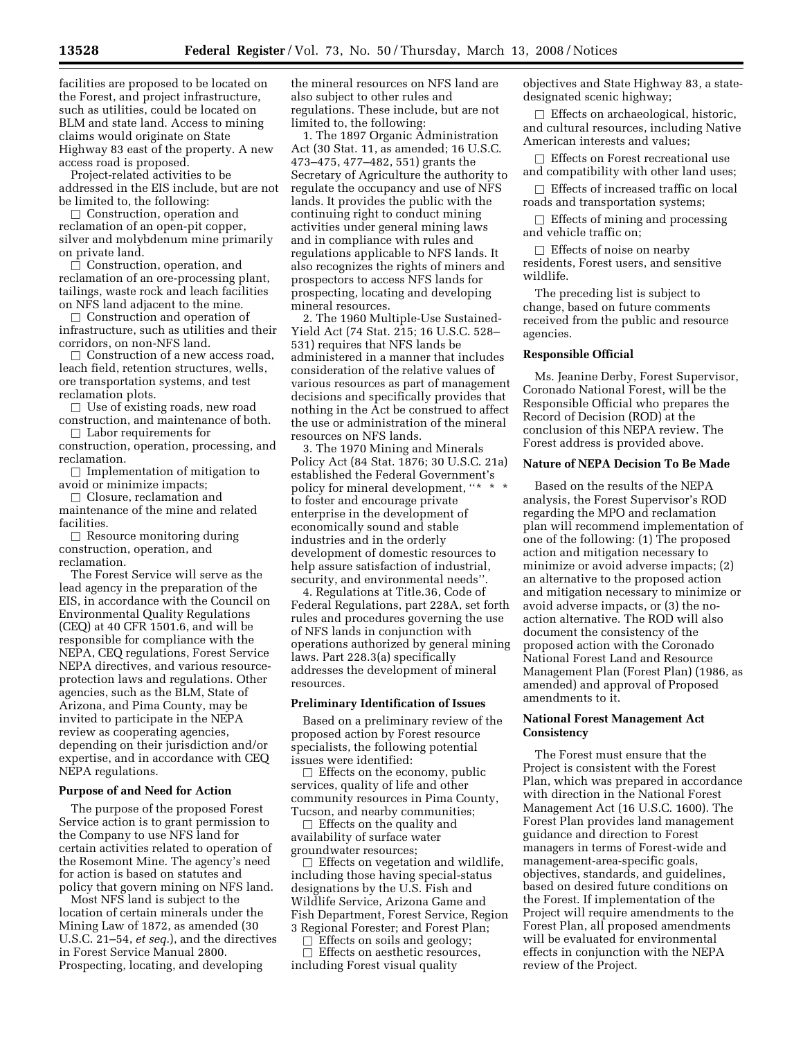facilities are proposed to be located on the Forest, and project infrastructure, such as utilities, could be located on BLM and state land. Access to mining claims would originate on State Highway 83 east of the property. A new access road is proposed.

Project-related activities to be addressed in the EIS include, but are not be limited to, the following:

- ☐ Construction, operation and reclamation of an open-pit copper, silver and molybdenum mine primarily on private land.
- ☐ Construction, operation, and reclamation of an ore-processing plant, tailings, waste rock and leach facilities on NFS land adjacent to the mine.
- ☐ Construction and operation of infrastructure, such as utilities and their corridors, on non-NFS land.
- ☐ Construction of a new access road, leach field, retention structures, wells, ore transportation systems, and test reclamation plots.
- ☐ Use of existing roads, new road construction, and maintenance of both.
- ☐ Labor requirements for construction, operation, processing, and reclamation.
- ☐ Implementation of mitigation to avoid or minimize impacts;
- ☐ Closure, reclamation and maintenance of the mine and related facilities.
- ☐ Resource monitoring during construction, operation, and reclamation.

The Forest Service will serve as the lead agency in the preparation of the EIS, in accordance with the Council on Environmental Quality Regulations (CEQ) at 40 CFR 1501.6, and will be responsible for compliance with the NEPA, CEQ regulations, Forest Service NEPA directives, and various resource-protection laws and regulations. Other agencies, such as the BLM, State of Arizona, and Pima County, may be invited to participate in the NEPA review as cooperating agencies, depending on their jurisdiction and/or expertise, and in accordance with CEQ NEPA regulations.

**Purpose of and Need for Action**

The purpose of the proposed Forest Service action is to grant permission to the Company to use NFS land for certain activities related to operation of the Rosemont Mine. The agency's need for action is based on statutes and policy that govern mining on NFS land.

Most NFS land is subject to the location of certain minerals under the Mining Law of 1872, as amended (30 U.S.C. 21–54, *et seq.*), and the directives in Forest Service Manual 2800. Prospecting, locating, and developing the mineral resources on NFS land are also subject to other rules and regulations. These include, but are not limited to, the following:

1. The 1897 Organic Administration Act (30 Stat. 11, as amended; 16 U.S.C. 473–475, 477–482, 551) grants the Secretary of Agriculture the authority to regulate the occupancy and use of NFS lands. It provides the public with the continuing right to conduct mining activities under general mining laws and in compliance with rules and regulations applicable to NFS lands. It also recognizes the rights of miners and prospectors to access NFS lands for prospecting, locating and developing mineral resources.

2. The 1960 Multiple-Use Sustained-Yield Act (74 Stat. 215; 16 U.S.C. 528–531) requires that NFS lands be administered in a manner that includes consideration of the relative values of various resources as part of management decisions and specifically provides that nothing in the Act be construed to affect the use or administration of the mineral resources on NFS lands.

3. The 1970 Mining and Minerals Policy Act (84 Stat. 1876; 30 U.S.C. 21a) established the Federal Government's policy for mineral development, "* * * to foster and encourage private enterprise in the development of economically sound and stable industries and in the orderly development of domestic resources to help assure satisfaction of industrial, security, and environmental needs".

4. Regulations at Title.36, Code of Federal Regulations, part 228A, set forth rules and procedures governing the use of NFS lands in conjunction with operations authorized by general mining laws. Part 228.3(a) specifically addresses the development of mineral resources.

**Preliminary Identification of Issues**

Based on a preliminary review of the proposed action by Forest resource specialists, the following potential issues were identified:

- ☐ Effects on the economy, public services, quality of life and other community resources in Pima County, Tucson, and nearby communities;
- ☐ Effects on the quality and availability of surface water groundwater resources;
- ☐ Effects on vegetation and wildlife, including those having special-status designations by the U.S. Fish and Wildlife Service, Arizona Game and Fish Department, Forest Service, Region 3 Regional Forester; and Forest Plan;
- ☐ Effects on soils and geology;
- ☐ Effects on aesthetic resources, including Forest visual quality objectives and State Highway 83, a state-designated scenic highway;
- ☐ Effects on archaeological, historic, and cultural resources, including Native American interests and values;
- ☐ Effects on Forest recreational use and compatibility with other land uses;
- ☐ Effects of increased traffic on local roads and transportation systems;
- ☐ Effects of mining and processing and vehicle traffic on;
- ☐ Effects of noise on nearby residents, Forest users, and sensitive wildlife.

The preceding list is subject to change, based on future comments received from the public and resource agencies.

**Responsible Official**

Ms. Jeanine Derby, Forest Supervisor, Coronado National Forest, will be the Responsible Official who prepares the Record of Decision (ROD) at the conclusion of this NEPA review. The Forest address is provided above.

**Nature of NEPA Decision To Be Made**

Based on the results of the NEPA analysis, the Forest Supervisor's ROD regarding the MPO and reclamation plan will recommend implementation of one of the following: (1) The proposed action and mitigation necessary to minimize or avoid adverse impacts; (2) an alternative to the proposed action and mitigation necessary to minimize or avoid adverse impacts, or (3) the no-action alternative. The ROD will also document the consistency of the proposed action with the Coronado National Forest Land and Resource Management Plan (Forest Plan) (1986, as amended) and approval of Proposed amendments to it.

**National Forest Management Act Consistency**

The Forest must ensure that the Project is consistent with the Forest Plan, which was prepared in accordance with direction in the National Forest Management Act (16 U.S.C. 1600). The Forest Plan provides land management guidance and direction to Forest managers in terms of Forest-wide and management-area-specific goals, objectives, standards, and guidelines, based on desired future conditions on the Forest. If implementation of the Project will require amendments to the Forest Plan, all proposed amendments will be evaluated for environmental effects in conjunction with the NEPA review of the Project.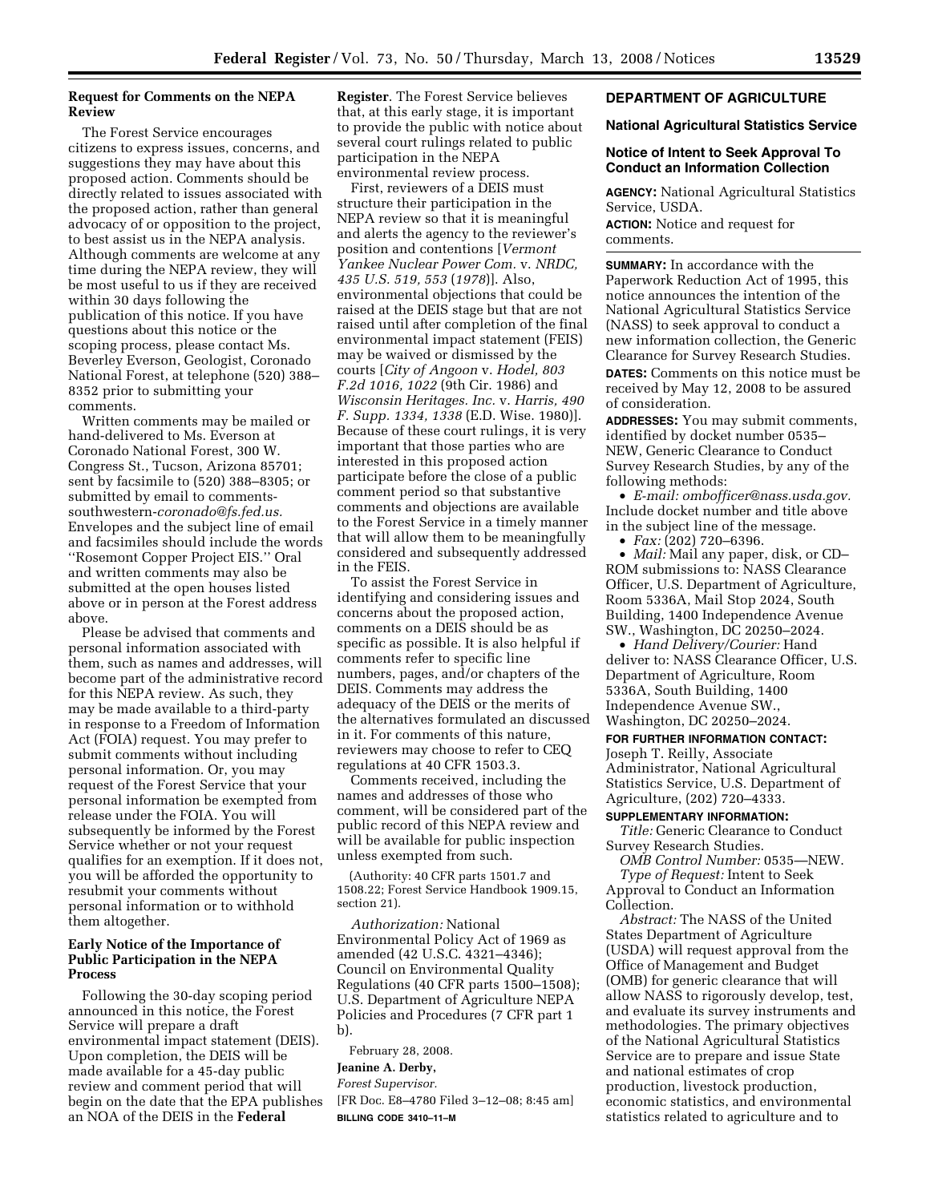**Request for Comments on the NEPA Review**

The Forest Service encourages citizens to express issues, concerns, and suggestions they may have about this proposed action. Comments should be directly related to issues associated with the proposed action, rather than general advocacy of or opposition to the project, to best assist us in the NEPA analysis. Although comments are welcome at any time during the NEPA review, they will be most useful to us if they are received within 30 days following the publication of this notice. If you have questions about this notice or the scoping process, please contact Ms. Beverley Everson, Geologist, Coronado National Forest, at telephone (520) 388–8352 prior to submitting your comments.

Written comments may be mailed or hand-delivered to Ms. Everson at Coronado National Forest, 300 W. Congress St., Tucson, Arizona 85701; sent by facsimile to (520) 388–8305; or submitted by email to comments-southwestern-*coronado@fs.fed.us.* Envelopes and the subject line of email and facsimiles should include the words ''Rosemont Copper Project EIS.'' Oral and written comments may also be submitted at the open houses listed above or in person at the Forest address above.

Please be advised that comments and personal information associated with them, such as names and addresses, will become part of the administrative record for this NEPA review. As such, they may be made available to a third-party in response to a Freedom of Information Act (FOIA) request. You may prefer to submit comments without including personal information. Or, you may request of the Forest Service that your personal information be exempted from release under the FOIA. You will subsequently be informed by the Forest Service whether or not your request qualifies for an exemption. If it does not, you will be afforded the opportunity to resubmit your comments without personal information or to withhold them altogether.

**Early Notice of the Importance of Public Participation in the NEPA Process**

Following the 30-day scoping period announced in this notice, the Forest Service will prepare a draft environmental impact statement (DEIS). Upon completion, the DEIS will be made available for a 45-day public review and comment period that will begin on the date that the EPA publishes an NOA of the DEIS in the **Federal Register**. The Forest Service believes that, at this early stage, it is important to provide the public with notice about several court rulings related to public participation in the NEPA environmental review process.

First, reviewers of a DEIS must structure their participation in the NEPA review so that it is meaningful and alerts the agency to the reviewer's position and contentions [*Vermont Yankee Nuclear Power Com.* v. *NRDC, 435 U.S. 519, 553* (*1978*)]. Also, environmental objections that could be raised at the DEIS stage but that are not raised until after completion of the final environmental impact statement (FEIS) may be waived or dismissed by the courts [*City of Angoon* v. *Hodel, 803 F.2d 1016, 1022* (9th Cir. 1986) and *Wisconsin Heritages. Inc.* v. *Harris, 490 F. Supp. 1334, 1338* (E.D. Wise. 1980)]. Because of these court rulings, it is very important that those parties who are interested in this proposed action participate before the close of a public comment period so that substantive comments and objections are available to the Forest Service in a timely manner that will allow them to be meaningfully considered and subsequently addressed in the FEIS.

To assist the Forest Service in identifying and considering issues and concerns about the proposed action, comments on a DEIS should be as specific as possible. It is also helpful if comments refer to specific line numbers, pages, and/or chapters of the DEIS. Comments may address the adequacy of the DEIS or the merits of the alternatives formulated an discussed in it. For comments of this nature, reviewers may choose to refer to CEQ regulations at 40 CFR 1503.3.

Comments received, including the names and addresses of those who comment, will be considered part of the public record of this NEPA review and will be available for public inspection unless exempted from such.

(Authority: 40 CFR parts 1501.7 and 1508.22; Forest Service Handbook 1909.15, section 21).

*Authorization:* National Environmental Policy Act of 1969 as amended (42 U.S.C. 4321–4346); Council on Environmental Quality Regulations (40 CFR parts 1500–1508); U.S. Department of Agriculture NEPA Policies and Procedures (7 CFR part 1 b).

February 28, 2008.

**Jeanine A. Derby,**

*Forest Supervisor.*

[FR Doc. E8–4780 Filed 3–12–08; 8:45 am]

**BILLING CODE 3410–11–M**

## DEPARTMENT OF AGRICULTURE

### National Agricultural Statistics Service

### Notice of Intent to Seek Approval To Conduct an Information Collection

**AGENCY:** National Agricultural Statistics Service, USDA.

**ACTION:** Notice and request for comments.

**SUMMARY:** In accordance with the Paperwork Reduction Act of 1995, this notice announces the intention of the National Agricultural Statistics Service (NASS) to seek approval to conduct a new information collection, the Generic Clearance for Survey Research Studies.

**DATES:** Comments on this notice must be received by May 12, 2008 to be assured of consideration.

**ADDRESSES:** You may submit comments, identified by docket number 0535–NEW, Generic Clearance to Conduct Survey Research Studies, by any of the following methods:

- *E-mail: ombofficer@nass.usda.gov.* Include docket number and title above in the subject line of the message.
- *Fax:* (202) 720–6396.
- *Mail:* Mail any paper, disk, or CD–ROM submissions to: NASS Clearance Officer, U.S. Department of Agriculture, Room 5336A, Mail Stop 2024, South Building, 1400 Independence Avenue SW., Washington, DC 20250–2024.
- *Hand Delivery/Courier:* Hand deliver to: NASS Clearance Officer, U.S. Department of Agriculture, Room 5336A, South Building, 1400 Independence Avenue SW., Washington, DC 20250–2024.

**FOR FURTHER INFORMATION CONTACT:** Joseph T. Reilly, Associate Administrator, National Agricultural Statistics Service, U.S. Department of Agriculture, (202) 720–4333.

**SUPPLEMENTARY INFORMATION:**

*Title:* Generic Clearance to Conduct Survey Research Studies.

*OMB Control Number:* 0535—NEW.

*Type of Request:* Intent to Seek Approval to Conduct an Information Collection.

*Abstract:* The NASS of the United States Department of Agriculture (USDA) will request approval from the Office of Management and Budget (OMB) for generic clearance that will allow NASS to rigorously develop, test, and evaluate its survey instruments and methodologies. The primary objectives of the National Agricultural Statistics Service are to prepare and issue State and national estimates of crop production, livestock production, economic statistics, and environmental statistics related to agriculture and to